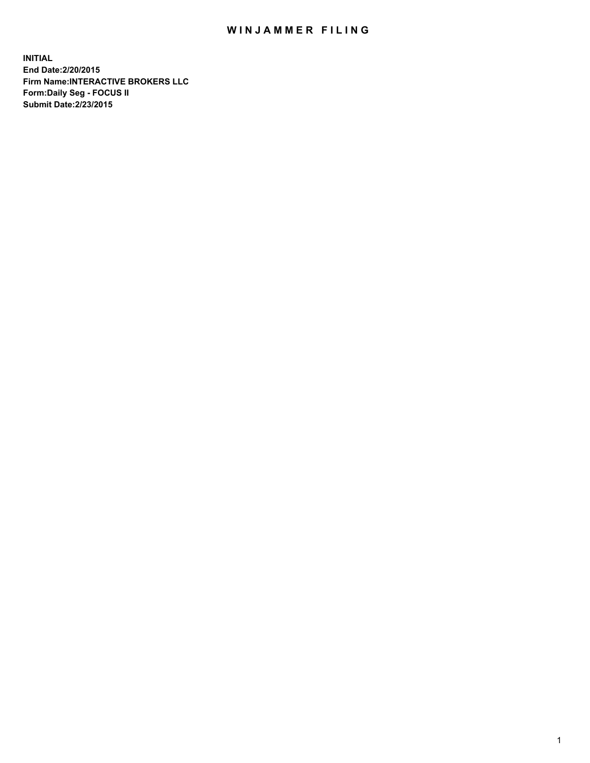# WINJAMMER FILING

**INITIAL**
**End Date:2/20/2015**
**Firm Name:INTERACTIVE BROKERS LLC**
**Form:Daily Seg - FOCUS II**
**Submit Date:2/23/2015**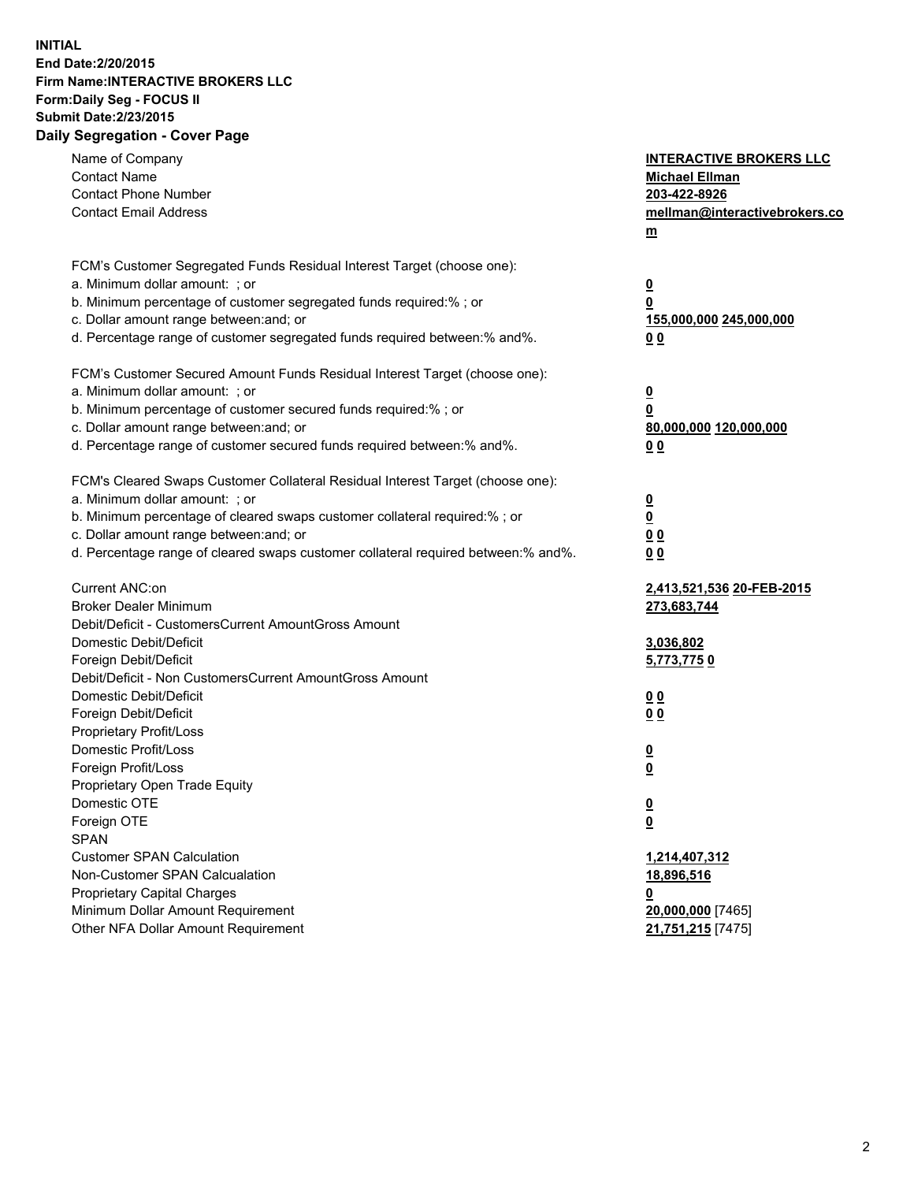**INITIAL**
**End Date:2/20/2015**
**Firm Name:INTERACTIVE BROKERS LLC**
**Form:Daily Seg - FOCUS II**
**Submit Date:2/23/2015**
**Daily Segregation - Cover Page**

| | |
|---|---|
| Name of Company | **INTERACTIVE BROKERS LLC** |
| Contact Name | **Michael Ellman** |
| Contact Phone Number | **203-422-8926** |
| Contact Email Address | **mellman@interactivebrokers.com** |
| FCM's Customer Segregated Funds Residual Interest Target (choose one): | |
| a. Minimum dollar amount: ; or | **0** |
| b. Minimum percentage of customer segregated funds required:% ; or | **0** |
| c. Dollar amount range between:and; or | **155,000,000** **245,000,000** |
| d. Percentage range of customer segregated funds required between:% and%. | **0** **0** |
| FCM's Customer Secured Amount Funds Residual Interest Target (choose one): | |
| a. Minimum dollar amount: ; or | **0** |
| b. Minimum percentage of customer secured funds required:% ; or | **0** |
| c. Dollar amount range between:and; or | **80,000,000** **120,000,000** |
| d. Percentage range of customer secured funds required between:% and%. | **0** **0** |
| FCM's Cleared Swaps Customer Collateral Residual Interest Target (choose one): | |
| a. Minimum dollar amount: ; or | **0** |
| b. Minimum percentage of cleared swaps customer collateral required:% ; or | **0** |
| c. Dollar amount range between:and; or | **0** **0** |
| d. Percentage range of cleared swaps customer collateral required between:% and%. | **0** **0** |
| Current ANC:on | **2,413,521,536** **20-FEB-2015** |
| Broker Dealer Minimum | **273,683,744** |
| Debit/Deficit - CustomersCurrent AmountGross Amount | |
| Domestic Debit/Deficit | **3,036,802** |
| Foreign Debit/Deficit | **5,773,775** **0** |
| Debit/Deficit - Non CustomersCurrent AmountGross Amount | |
| Domestic Debit/Deficit | **0** **0** |
| Foreign Debit/Deficit | **0** **0** |
| Proprietary Profit/Loss | |
| Domestic Profit/Loss | **0** |
| Foreign Profit/Loss | **0** |
| Proprietary Open Trade Equity | |
| Domestic OTE | **0** |
| Foreign OTE | **0** |
| SPAN | |
| Customer SPAN Calculation | **1,214,407,312** |
| Non-Customer SPAN Calcualation | **18,896,516** |
| Proprietary Capital Charges | **0** |
| Minimum Dollar Amount Requirement | **20,000,000** [7465] |
| Other NFA Dollar Amount Requirement | **21,751,215** [7475] |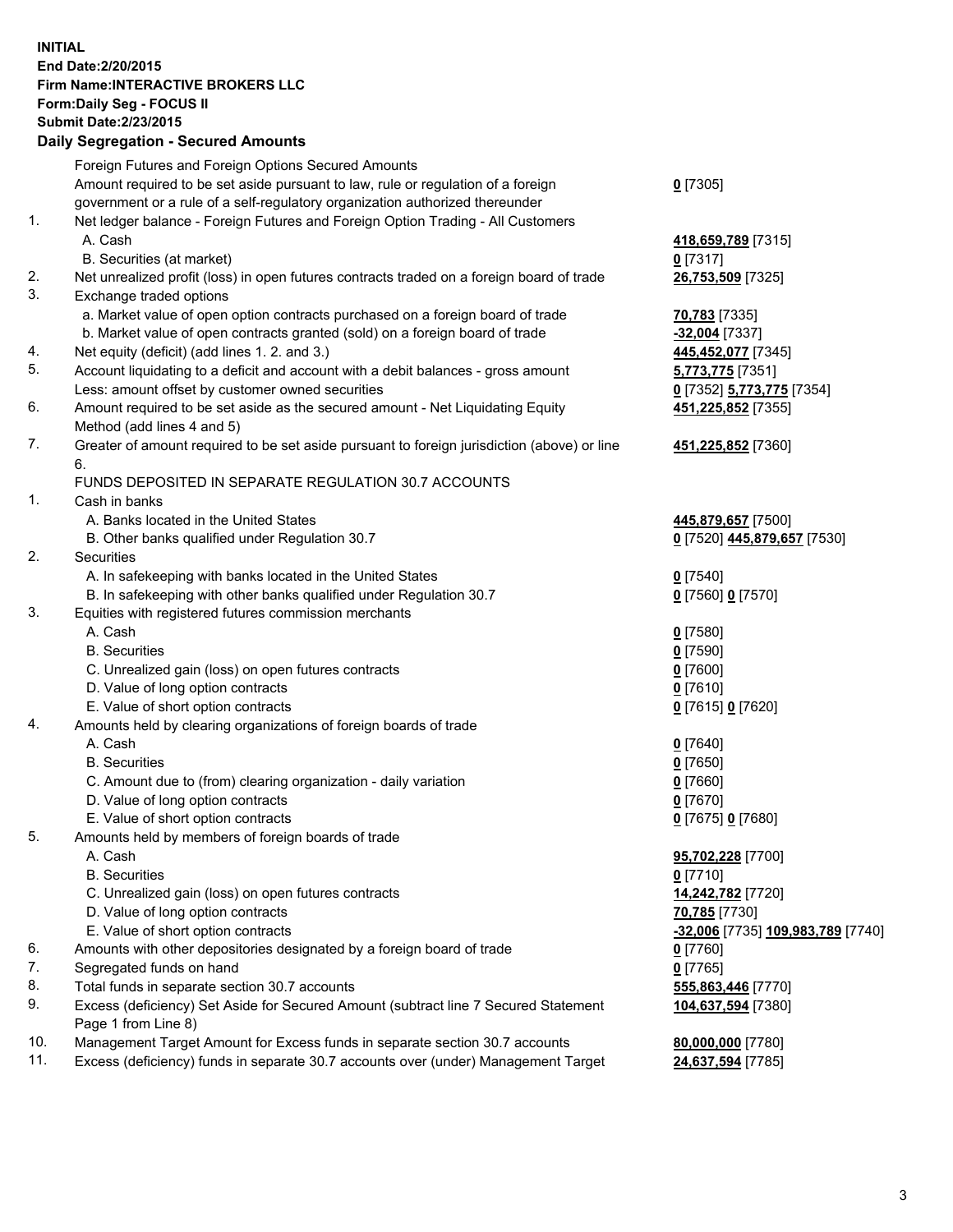**INITIAL**
**End Date:2/20/2015**
**Firm Name:INTERACTIVE BROKERS LLC**
**Form:Daily Seg - FOCUS II**
**Submit Date:2/23/2015**

## Daily Segregation - Secured Amounts

| | | |
|---|---|---|
| | Foreign Futures and Foreign Options Secured Amounts | |
| | Amount required to be set aside pursuant to law, rule or regulation of a foreign government or a rule of a self-regulatory organization authorized thereunder | **0** [7305] |
| 1. | Net ledger balance - Foreign Futures and Foreign Option Trading - All Customers | |
| | A. Cash | **418,659,789** [7315] |
| | B. Securities (at market) | **0** [7317] |
| 2. | Net unrealized profit (loss) in open futures contracts traded on a foreign board of trade | **26,753,509** [7325] |
| 3. | Exchange traded options | |
| | a. Market value of open option contracts purchased on a foreign board of trade | **70,783** [7335] |
| | b. Market value of open contracts granted (sold) on a foreign board of trade | **-32,004** [7337] |
| 4. | Net equity (deficit) (add lines 1. 2. and 3.) | **445,452,077** [7345] |
| 5. | Account liquidating to a deficit and account with a debit balances - gross amount | **5,773,775** [7351] |
| | Less: amount offset by customer owned securities | **0** [7352] **5,773,775** [7354] |
| 6. | Amount required to be set aside as the secured amount - Net Liquidating Equity Method (add lines 4 and 5) | **451,225,852** [7355] |
| 7. | Greater of amount required to be set aside pursuant to foreign jurisdiction (above) or line 6. | **451,225,852** [7360] |
| | FUNDS DEPOSITED IN SEPARATE REGULATION 30.7 ACCOUNTS | |
| 1. | Cash in banks | |
| | A. Banks located in the United States | **445,879,657** [7500] |
| | B. Other banks qualified under Regulation 30.7 | **0** [7520] **445,879,657** [7530] |
| 2. | Securities | |
| | A. In safekeeping with banks located in the United States | **0** [7540] |
| | B. In safekeeping with other banks qualified under Regulation 30.7 | **0** [7560] **0** [7570] |
| 3. | Equities with registered futures commission merchants | |
| | A. Cash | **0** [7580] |
| | B. Securities | **0** [7590] |
| | C. Unrealized gain (loss) on open futures contracts | **0** [7600] |
| | D. Value of long option contracts | **0** [7610] |
| | E. Value of short option contracts | **0** [7615] **0** [7620] |
| 4. | Amounts held by clearing organizations of foreign boards of trade | |
| | A. Cash | **0** [7640] |
| | B. Securities | **0** [7650] |
| | C. Amount due to (from) clearing organization - daily variation | **0** [7660] |
| | D. Value of long option contracts | **0** [7670] |
| | E. Value of short option contracts | **0** [7675] **0** [7680] |
| 5. | Amounts held by members of foreign boards of trade | |
| | A. Cash | **95,702,228** [7700] |
| | B. Securities | **0** [7710] |
| | C. Unrealized gain (loss) on open futures contracts | **14,242,782** [7720] |
| | D. Value of long option contracts | **70,785** [7730] |
| | E. Value of short option contracts | **-32,006** [7735] **109,983,789** [7740] |
| 6. | Amounts with other depositories designated by a foreign board of trade | **0** [7760] |
| 7. | Segregated funds on hand | **0** [7765] |
| 8. | Total funds in separate section 30.7 accounts | **555,863,446** [7770] |
| 9. | Excess (deficiency) Set Aside for Secured Amount (subtract line 7 Secured Statement Page 1 from Line 8) | **104,637,594** [7380] |
| 10. | Management Target Amount for Excess funds in separate section 30.7 accounts | **80,000,000** [7780] |
| 11. | Excess (deficiency) funds in separate 30.7 accounts over (under) Management Target | **24,637,594** [7785] |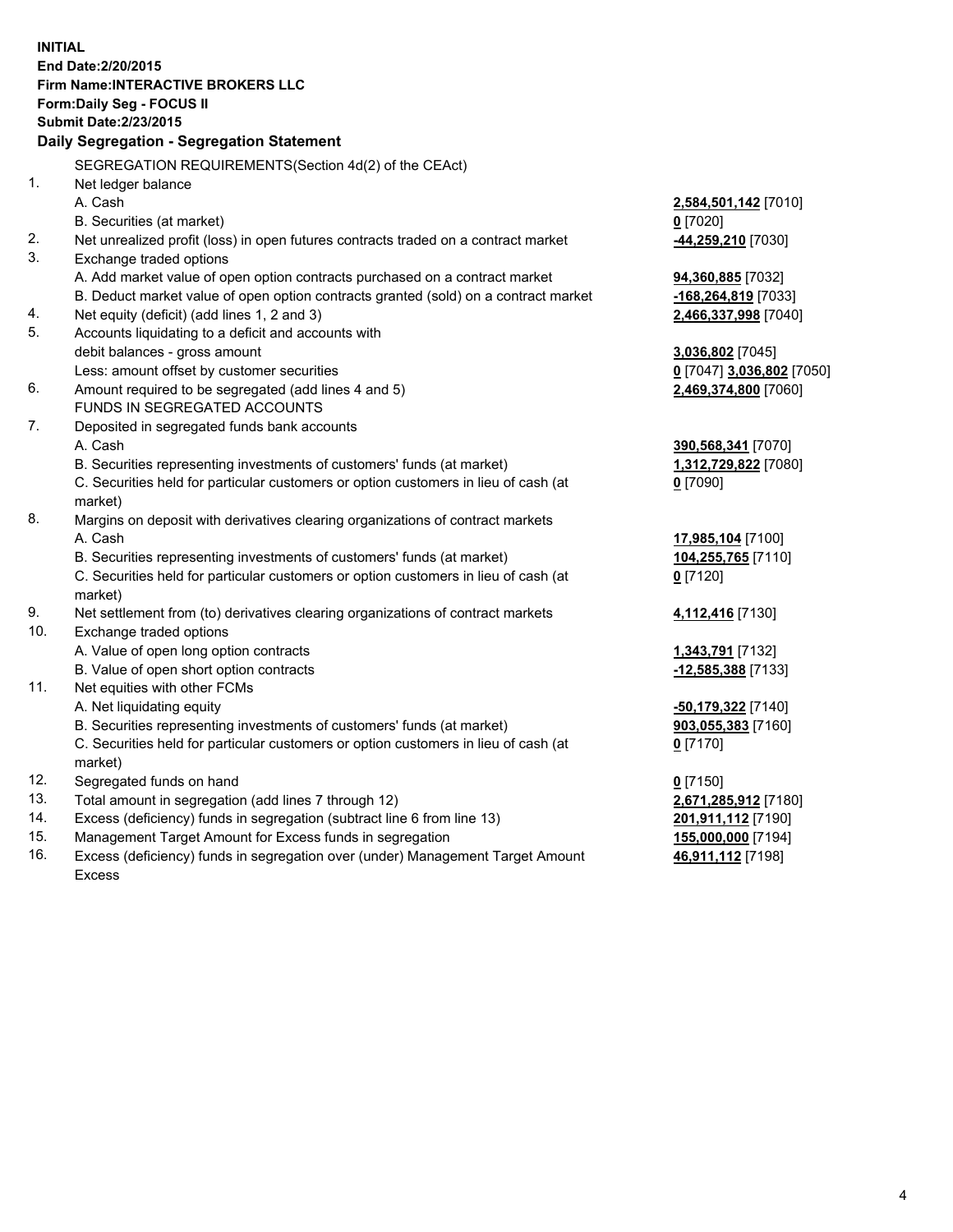**INITIAL**
**End Date:2/20/2015**
**Firm Name:INTERACTIVE BROKERS LLC**
**Form:Daily Seg - FOCUS II**
**Submit Date:2/23/2015**

## Daily Segregation - Segregation Statement

| | | |
|---|---|---|
| | SEGREGATION REQUIREMENTS(Section 4d(2) of the CEAct) | |
| 1. | Net ledger balance | |
| | A. Cash | **2,584,501,142** [7010] |
| | B. Securities (at market) | **0** [7020] |
| 2. | Net unrealized profit (loss) in open futures contracts traded on a contract market | **-44,259,210** [7030] |
| 3. | Exchange traded options | |
| | A. Add market value of open option contracts purchased on a contract market | **94,360,885** [7032] |
| | B. Deduct market value of open option contracts granted (sold) on a contract market | **-168,264,819** [7033] |
| 4. | Net equity (deficit) (add lines 1, 2 and 3) | **2,466,337,998** [7040] |
| 5. | Accounts liquidating to a deficit and accounts with debit balances - gross amount | **3,036,802** [7045] |
| | Less: amount offset by customer securities | **0** [7047] **3,036,802** [7050] |
| 6. | Amount required to be segregated (add lines 4 and 5) | **2,469,374,800** [7060] |
| | FUNDS IN SEGREGATED ACCOUNTS | |
| 7. | Deposited in segregated funds bank accounts | |
| | A. Cash | **390,568,341** [7070] |
| | B. Securities representing investments of customers' funds (at market) | **1,312,729,822** [7080] |
| | C. Securities held for particular customers or option customers in lieu of cash (at market) | **0** [7090] |
| 8. | Margins on deposit with derivatives clearing organizations of contract markets | |
| | A. Cash | **17,985,104** [7100] |
| | B. Securities representing investments of customers' funds (at market) | **104,255,765** [7110] |
| | C. Securities held for particular customers or option customers in lieu of cash (at market) | **0** [7120] |
| 9. | Net settlement from (to) derivatives clearing organizations of contract markets | **4,112,416** [7130] |
| 10. | Exchange traded options | |
| | A. Value of open long option contracts | **1,343,791** [7132] |
| | B. Value of open short option contracts | **-12,585,388** [7133] |
| 11. | Net equities with other FCMs | |
| | A. Net liquidating equity | **-50,179,322** [7140] |
| | B. Securities representing investments of customers' funds (at market) | **903,055,383** [7160] |
| | C. Securities held for particular customers or option customers in lieu of cash (at market) | **0** [7170] |
| 12. | Segregated funds on hand | **0** [7150] |
| 13. | Total amount in segregation (add lines 7 through 12) | **2,671,285,912** [7180] |
| 14. | Excess (deficiency) funds in segregation (subtract line 6 from line 13) | **201,911,112** [7190] |
| 15. | Management Target Amount for Excess funds in segregation | **155,000,000** [7194] |
| 16. | Excess (deficiency) funds in segregation over (under) Management Target Amount Excess | **46,911,112** [7198] |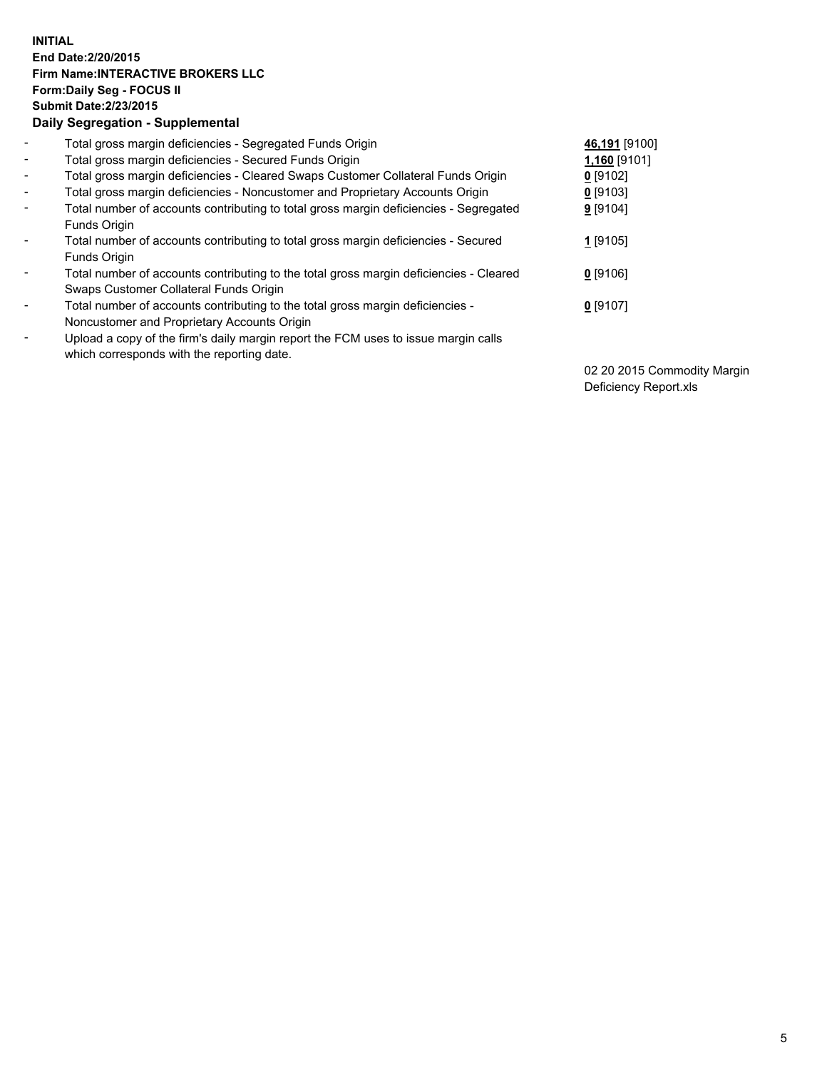**INITIAL**
**End Date:2/20/2015**
**Firm Name:INTERACTIVE BROKERS LLC**
**Form:Daily Seg - FOCUS II**
**Submit Date:2/23/2015**
**Daily Segregation - Supplemental**

- Total gross margin deficiencies - Segregated Funds Origin — **46,191** [9100]
- Total gross margin deficiencies - Secured Funds Origin — **1,160** [9101]
- Total gross margin deficiencies - Cleared Swaps Customer Collateral Funds Origin — **0** [9102]
- Total gross margin deficiencies - Noncustomer and Proprietary Accounts Origin — **0** [9103]
- Total number of accounts contributing to total gross margin deficiencies - Segregated Funds Origin — **9** [9104]
- Total number of accounts contributing to total gross margin deficiencies - Secured Funds Origin — **1** [9105]
- Total number of accounts contributing to the total gross margin deficiencies - Cleared Swaps Customer Collateral Funds Origin — **0** [9106]
- Total number of accounts contributing to the total gross margin deficiencies - Noncustomer and Proprietary Accounts Origin — **0** [9107]
- Upload a copy of the firm's daily margin report the FCM uses to issue margin calls which corresponds with the reporting date. — 02 20 2015 Commodity Margin Deficiency Report.xls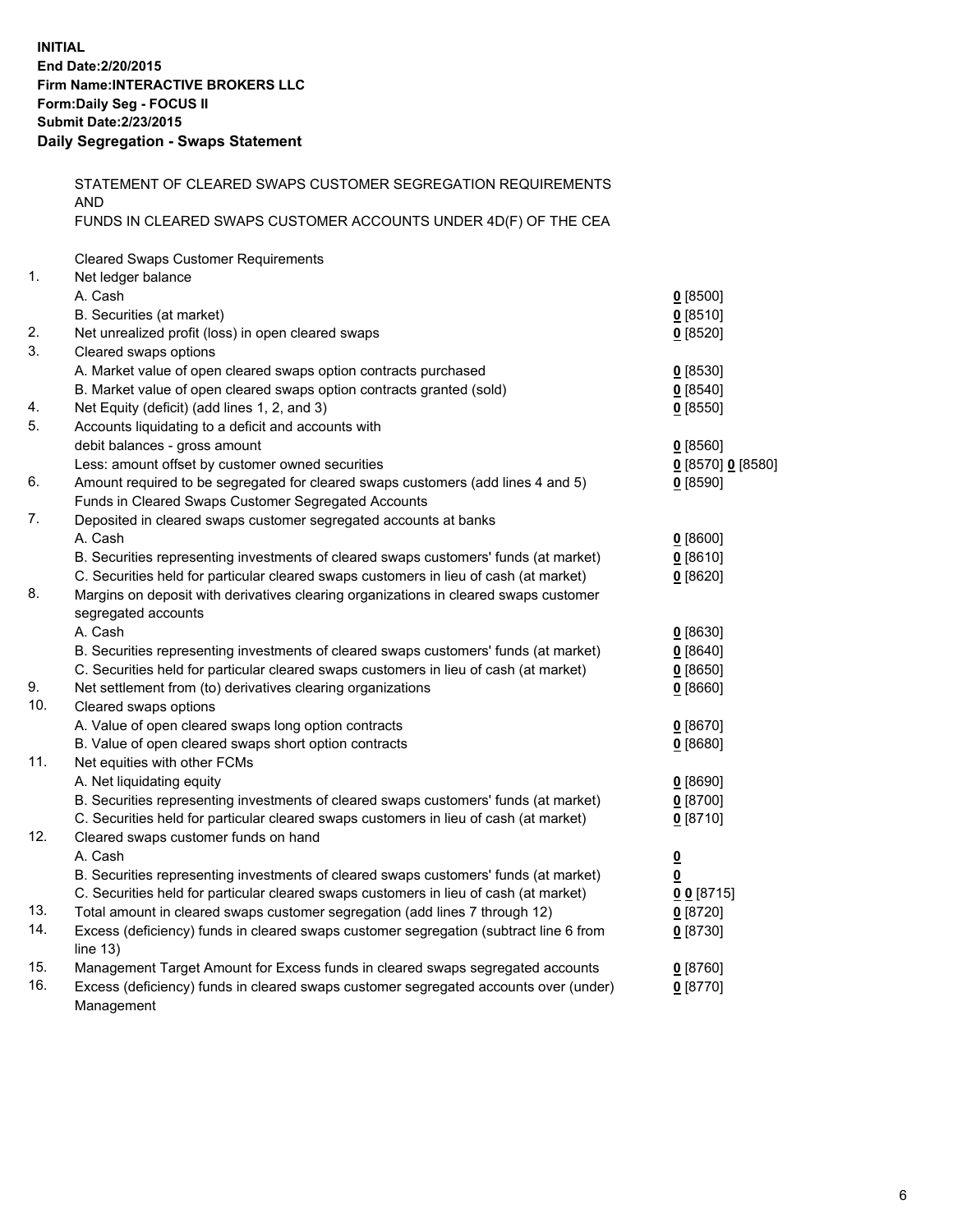**INITIAL**
**End Date:2/20/2015**
**Firm Name:INTERACTIVE BROKERS LLC**
**Form:Daily Seg - FOCUS II**
**Submit Date:2/23/2015**
**Daily Segregation - Swaps Statement**

STATEMENT OF CLEARED SWAPS CUSTOMER SEGREGATION REQUIREMENTS AND FUNDS IN CLEARED SWAPS CUSTOMER ACCOUNTS UNDER 4D(F) OF THE CEA

| | | |
|---|---|---|
| | Cleared Swaps Customer Requirements | |
| 1. | Net ledger balance | |
| | A. Cash | 0 [8500] |
| | B. Securities (at market) | 0 [8510] |
| 2. | Net unrealized profit (loss) in open cleared swaps | 0 [8520] |
| 3. | Cleared swaps options | |
| | A. Market value of open cleared swaps option contracts purchased | 0 [8530] |
| | B. Market value of open cleared swaps option contracts granted (sold) | 0 [8540] |
| 4. | Net Equity (deficit) (add lines 1, 2, and 3) | 0 [8550] |
| 5. | Accounts liquidating to a deficit and accounts with debit balances - gross amount | 0 [8560] |
| | Less: amount offset by customer owned securities | 0 [8570] 0 [8580] |
| 6. | Amount required to be segregated for cleared swaps customers (add lines 4 and 5) | 0 [8590] |
| | Funds in Cleared Swaps Customer Segregated Accounts | |
| 7. | Deposited in cleared swaps customer segregated accounts at banks | |
| | A. Cash | 0 [8600] |
| | B. Securities representing investments of cleared swaps customers' funds (at market) | 0 [8610] |
| | C. Securities held for particular cleared swaps customers in lieu of cash (at market) | 0 [8620] |
| 8. | Margins on deposit with derivatives clearing organizations in cleared swaps customer segregated accounts | |
| | A. Cash | 0 [8630] |
| | B. Securities representing investments of cleared swaps customers' funds (at market) | 0 [8640] |
| | C. Securities held for particular cleared swaps customers in lieu of cash (at market) | 0 [8650] |
| 9. | Net settlement from (to) derivatives clearing organizations | 0 [8660] |
| 10. | Cleared swaps options | |
| | A. Value of open cleared swaps long option contracts | 0 [8670] |
| | B. Value of open cleared swaps short option contracts | 0 [8680] |
| 11. | Net equities with other FCMs | |
| | A. Net liquidating equity | 0 [8690] |
| | B. Securities representing investments of cleared swaps customers' funds (at market) | 0 [8700] |
| | C. Securities held for particular cleared swaps customers in lieu of cash (at market) | 0 [8710] |
| 12. | Cleared swaps customer funds on hand | |
| | A. Cash | 0 |
| | B. Securities representing investments of cleared swaps customers' funds (at market) | 0 |
| | C. Securities held for particular cleared swaps customers in lieu of cash (at market) | 0 0 [8715] |
| 13. | Total amount in cleared swaps customer segregation (add lines 7 through 12) | 0 [8720] |
| 14. | Excess (deficiency) funds in cleared swaps customer segregation (subtract line 6 from line 13) | 0 [8730] |
| 15. | Management Target Amount for Excess funds in cleared swaps segregated accounts | 0 [8760] |
| 16. | Excess (deficiency) funds in cleared swaps customer segregated accounts over (under) Management | 0 [8770] |